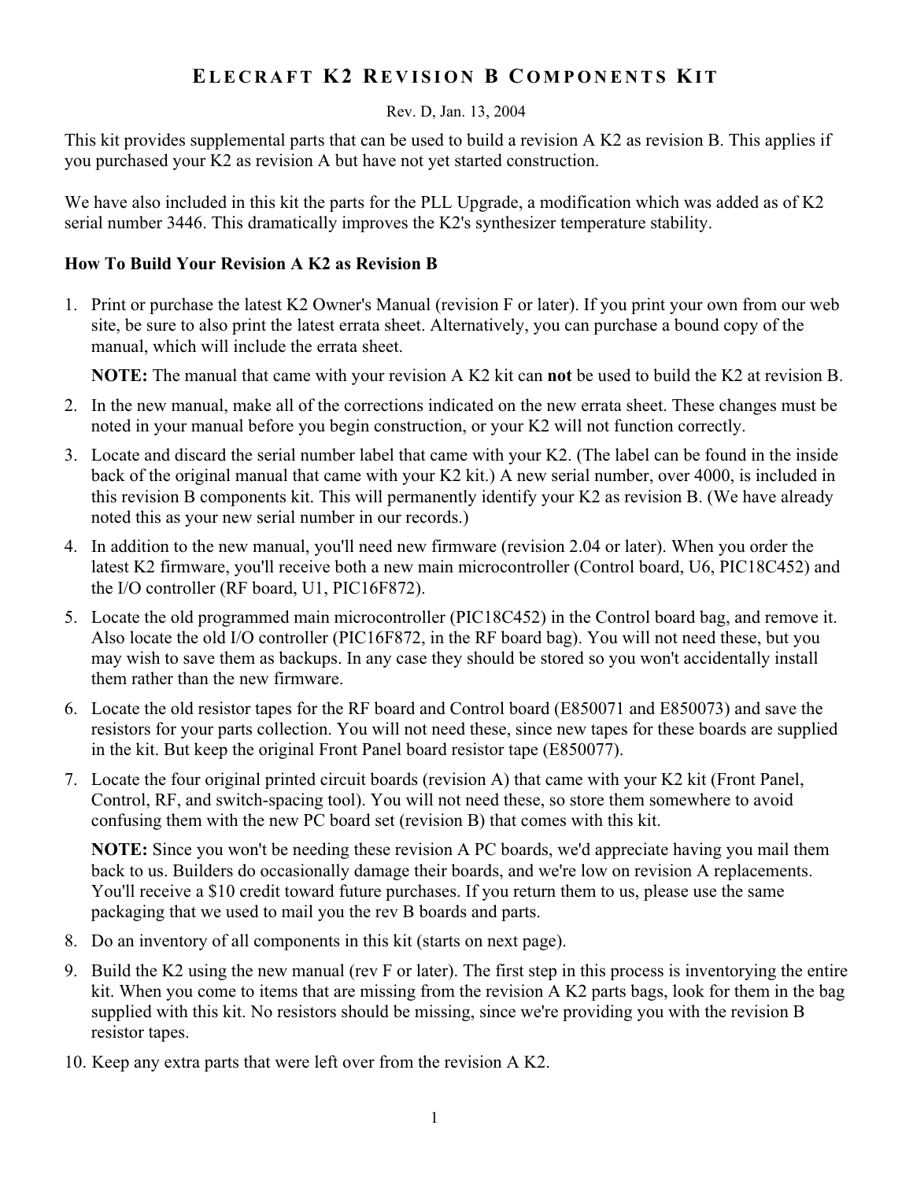# ELECRAFT K2 REVISION B COMPONENTS KIT

Rev. D, Jan. 13, 2004

This kit provides supplemental parts that can be used to build a revision A K2 as revision B. This applies if you purchased your K2 as revision A but have not yet started construction.

We have also included in this kit the parts for the PLL Upgrade, a modification which was added as of K2 serial number 3446. This dramatically improves the K2's synthesizer temperature stability.

### How To Build Your Revision A K2 as Revision B

1. Print or purchase the latest K2 Owner's Manual (revision F or later). If you print your own from our web site, be sure to also print the latest errata sheet. Alternatively, you can purchase a bound copy of the manual, which will include the errata sheet.

   **NOTE:** The manual that came with your revision A K2 kit can **not** be used to build the K2 at revision B.

2. In the new manual, make all of the corrections indicated on the new errata sheet. These changes must be noted in your manual before you begin construction, or your K2 will not function correctly.
3. Locate and discard the serial number label that came with your K2. (The label can be found in the inside back of the original manual that came with your K2 kit.) A new serial number, over 4000, is included in this revision B components kit. This will permanently identify your K2 as revision B. (We have already noted this as your new serial number in our records.)
4. In addition to the new manual, you'll need new firmware (revision 2.04 or later). When you order the latest K2 firmware, you'll receive both a new main microcontroller (Control board, U6, PIC18C452) and the I/O controller (RF board, U1, PIC16F872).
5. Locate the old programmed main microcontroller (PIC18C452) in the Control board bag, and remove it. Also locate the old I/O controller (PIC16F872, in the RF board bag). You will not need these, but you may wish to save them as backups. In any case they should be stored so you won't accidentally install them rather than the new firmware.
6. Locate the old resistor tapes for the RF board and Control board (E850071 and E850073) and save the resistors for your parts collection. You will not need these, since new tapes for these boards are supplied in the kit. But keep the original Front Panel board resistor tape (E850077).
7. Locate the four original printed circuit boards (revision A) that came with your K2 kit (Front Panel, Control, RF, and switch-spacing tool). You will not need these, so store them somewhere to avoid confusing them with the new PC board set (revision B) that comes with this kit.

   **NOTE:** Since you won't be needing these revision A PC boards, we'd appreciate having you mail them back to us. Builders do occasionally damage their boards, and we're low on revision A replacements. You'll receive a $10 credit toward future purchases. If you return them to us, please use the same packaging that we used to mail you the rev B boards and parts.

8. Do an inventory of all components in this kit (starts on next page).
9. Build the K2 using the new manual (rev F or later). The first step in this process is inventorying the entire kit. When you come to items that are missing from the revision A K2 parts bags, look for them in the bag supplied with this kit. No resistors should be missing, since we're providing you with the revision B resistor tapes.
10. Keep any extra parts that were left over from the revision A K2.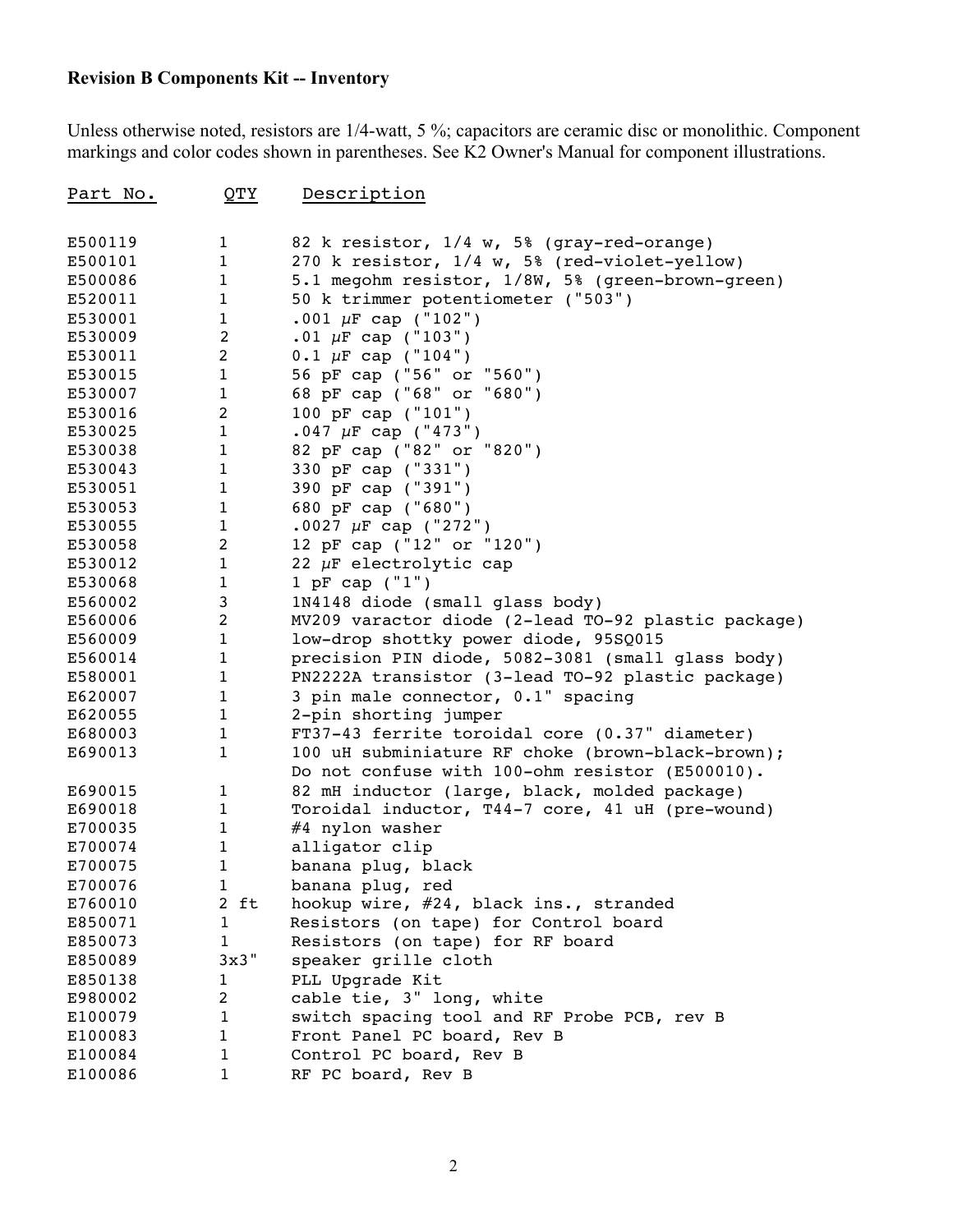**Revision B Components Kit -- Inventory**

Unless otherwise noted, resistors are 1/4-watt, 5 %; capacitors are ceramic disc or monolithic. Component markings and color codes shown in parentheses. See K2 Owner's Manual for component illustrations.

| Part No. | QTY | Description |
|---|---|---|
| E500119 | 1 | 82 k resistor, 1/4 w, 5% (gray-red-orange) |
| E500101 | 1 | 270 k resistor, 1/4 w, 5% (red-violet-yellow) |
| E500086 | 1 | 5.1 megohm resistor, 1/8W, 5% (green-brown-green) |
| E520011 | 1 | 50 k trimmer potentiometer ("503") |
| E530001 | 1 | .001 µF cap ("102") |
| E530009 | 2 | .01 µF cap ("103") |
| E530011 | 2 | 0.1 µF cap ("104") |
| E530015 | 1 | 56 pF cap ("56" or "560") |
| E530007 | 1 | 68 pF cap ("68" or "680") |
| E530016 | 2 | 100 pF cap ("101") |
| E530025 | 1 | .047 µF cap ("473") |
| E530038 | 1 | 82 pF cap ("82" or "820") |
| E530043 | 1 | 330 pF cap ("331") |
| E530051 | 1 | 390 pF cap ("391") |
| E530053 | 1 | 680 pF cap ("680") |
| E530055 | 1 | .0027 µF cap ("272") |
| E530058 | 2 | 12 pF cap ("12" or "120") |
| E530012 | 1 | 22 µF electrolytic cap |
| E530068 | 1 | 1 pF cap ("1") |
| E560002 | 3 | 1N4148 diode (small glass body) |
| E560006 | 2 | MV209 varactor diode (2-lead TO-92 plastic package) |
| E560009 | 1 | low-drop shottky power diode, 95SQ015 |
| E560014 | 1 | precision PIN diode, 5082-3081 (small glass body) |
| E580001 | 1 | PN2222A transistor (3-lead TO-92 plastic package) |
| E620007 | 1 | 3 pin male connector, 0.1" spacing |
| E620055 | 1 | 2-pin shorting jumper |
| E680003 | 1 | FT37-43 ferrite toroidal core (0.37" diameter) |
| E690013 | 1 | 100 uH subminiature RF choke (brown-black-brown); Do not confuse with 100-ohm resistor (E500010). |
| E690015 | 1 | 82 mH inductor (large, black, molded package) |
| E690018 | 1 | Toroidal inductor, T44-7 core, 41 uH (pre-wound) |
| E700035 | 1 | #4 nylon washer |
| E700074 | 1 | alligator clip |
| E700075 | 1 | banana plug, black |
| E700076 | 1 | banana plug, red |
| E760010 | 2 ft | hookup wire, #24, black ins., stranded |
| E850071 | 1 | Resistors (on tape) for Control board |
| E850073 | 1 | Resistors (on tape) for RF board |
| E850089 | 3x3" | speaker grille cloth |
| E850138 | 1 | PLL Upgrade Kit |
| E980002 | 2 | cable tie, 3" long, white |
| E100079 | 1 | switch spacing tool and RF Probe PCB, rev B |
| E100083 | 1 | Front Panel PC board, Rev B |
| E100084 | 1 | Control PC board, Rev B |
| E100086 | 1 | RF PC board, Rev B |